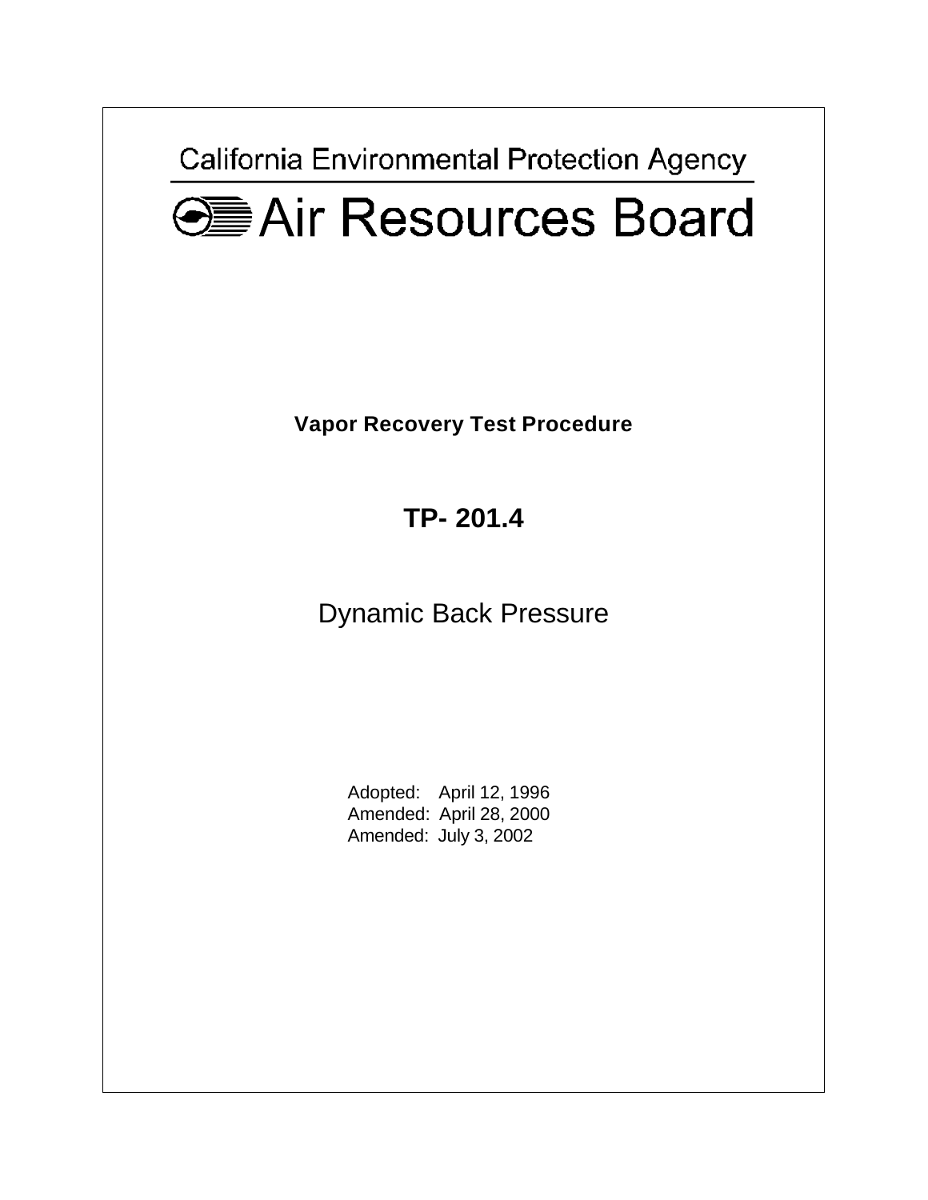California Environmental Protection Agency

# Air Resources Board

**Vapor Recovery Test Procedure**

## TP- 201.4

Dynamic Back Pressure

Adopted: April 12, 1996
Amended: April 28, 2000
Amended: July 3, 2002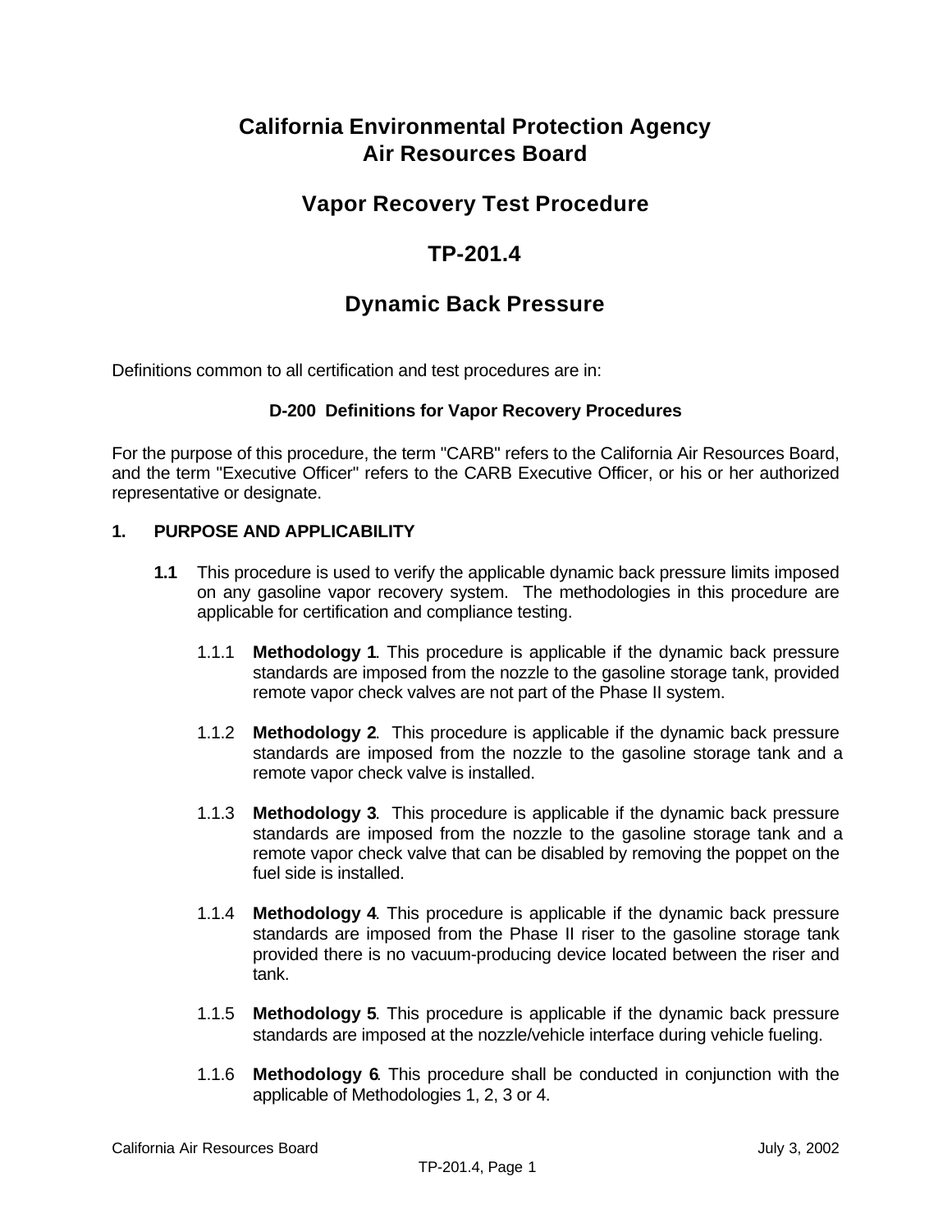# California Environmental Protection Agency
# Air Resources Board

## Vapor Recovery Test Procedure

## TP-201.4

## Dynamic Back Pressure

Definitions common to all certification and test procedures are in:

**D-200 Definitions for Vapor Recovery Procedures**

For the purpose of this procedure, the term "CARB" refers to the California Air Resources Board, and the term "Executive Officer" refers to the CARB Executive Officer, or his or her authorized representative or designate.

### 1. PURPOSE AND APPLICABILITY

**1.1** This procedure is used to verify the applicable dynamic back pressure limits imposed on any gasoline vapor recovery system. The methodologies in this procedure are applicable for certification and compliance testing.

1.1.1 **Methodology 1**. This procedure is applicable if the dynamic back pressure standards are imposed from the nozzle to the gasoline storage tank, provided remote vapor check valves are not part of the Phase II system.

1.1.2 **Methodology 2**. This procedure is applicable if the dynamic back pressure standards are imposed from the nozzle to the gasoline storage tank and a remote vapor check valve is installed.

1.1.3 **Methodology 3**. This procedure is applicable if the dynamic back pressure standards are imposed from the nozzle to the gasoline storage tank and a remote vapor check valve that can be disabled by removing the poppet on the fuel side is installed.

1.1.4 **Methodology 4**. This procedure is applicable if the dynamic back pressure standards are imposed from the Phase II riser to the gasoline storage tank provided there is no vacuum-producing device located between the riser and tank.

1.1.5 **Methodology 5**. This procedure is applicable if the dynamic back pressure standards are imposed at the nozzle/vehicle interface during vehicle fueling.

1.1.6 **Methodology 6**. This procedure shall be conducted in conjunction with the applicable of Methodologies 1, 2, 3 or 4.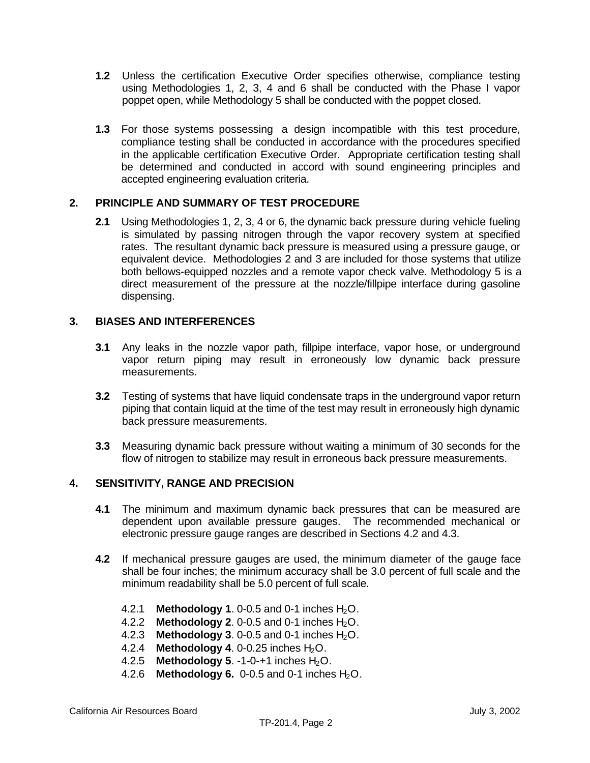**1.2** Unless the certification Executive Order specifies otherwise, compliance testing using Methodologies 1, 2, 3, 4 and 6 shall be conducted with the Phase I vapor poppet open, while Methodology 5 shall be conducted with the poppet closed.

**1.3** For those systems possessing a design incompatible with this test procedure, compliance testing shall be conducted in accordance with the procedures specified in the applicable certification Executive Order. Appropriate certification testing shall be determined and conducted in accord with sound engineering principles and accepted engineering evaluation criteria.

## 2. PRINCIPLE AND SUMMARY OF TEST PROCEDURE

**2.1** Using Methodologies 1, 2, 3, 4 or 6, the dynamic back pressure during vehicle fueling is simulated by passing nitrogen through the vapor recovery system at specified rates. The resultant dynamic back pressure is measured using a pressure gauge, or equivalent device. Methodologies 2 and 3 are included for those systems that utilize both bellows-equipped nozzles and a remote vapor check valve. Methodology 5 is a direct measurement of the pressure at the nozzle/fillpipe interface during gasoline dispensing.

## 3. BIASES AND INTERFERENCES

**3.1** Any leaks in the nozzle vapor path, fillpipe interface, vapor hose, or underground vapor return piping may result in erroneously low dynamic back pressure measurements.

**3.2** Testing of systems that have liquid condensate traps in the underground vapor return piping that contain liquid at the time of the test may result in erroneously high dynamic back pressure measurements.

**3.3** Measuring dynamic back pressure without waiting a minimum of 30 seconds for the flow of nitrogen to stabilize may result in erroneous back pressure measurements.

## 4. SENSITIVITY, RANGE AND PRECISION

**4.1** The minimum and maximum dynamic back pressures that can be measured are dependent upon available pressure gauges. The recommended mechanical or electronic pressure gauge ranges are described in Sections 4.2 and 4.3.

**4.2** If mechanical pressure gauges are used, the minimum diameter of the gauge face shall be four inches; the minimum accuracy shall be 3.0 percent of full scale and the minimum readability shall be 5.0 percent of full scale.

4.2.1 **Methodology 1**. 0-0.5 and 0-1 inches $H_2O$.
4.2.2 **Methodology 2**. 0-0.5 and 0-1 inches $H_2O$.
4.2.3 **Methodology 3**. 0-0.5 and 0-1 inches $H_2O$.
4.2.4 **Methodology 4**. 0-0.25 inches $H_2O$.
4.2.5 **Methodology 5**. -1-0-+1 inches $H_2O$.
4.2.6 **Methodology 6.** 0-0.5 and 0-1 inches $H_2O$.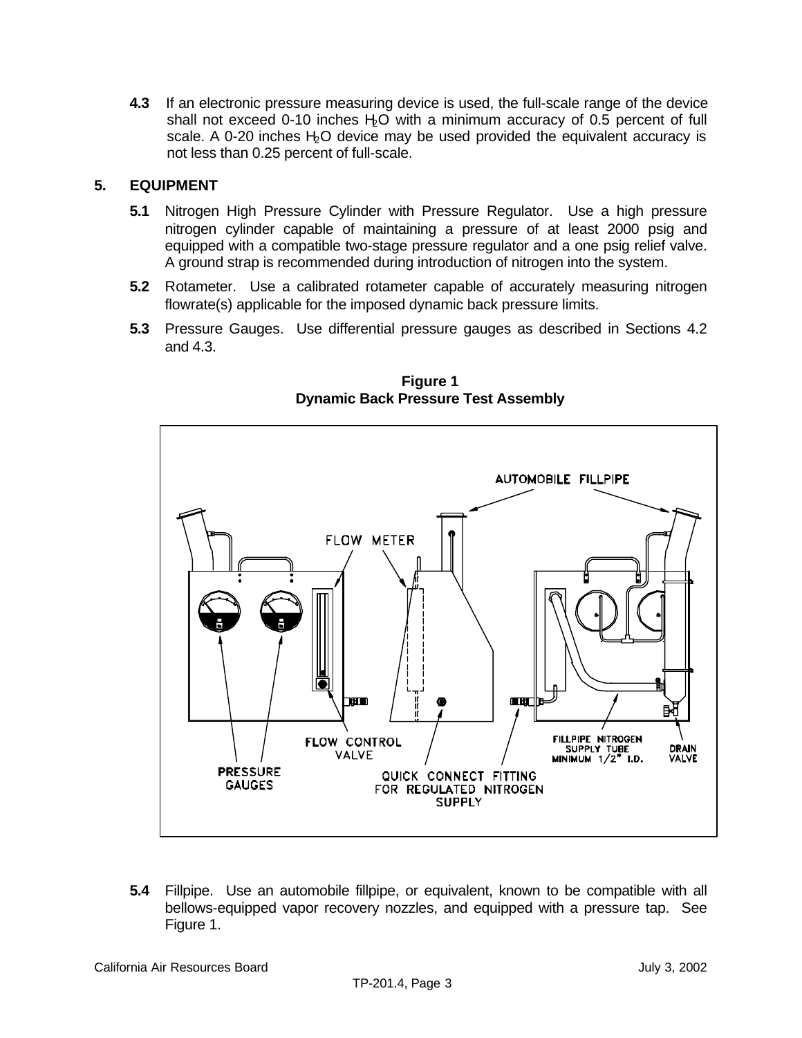**4.3** If an electronic pressure measuring device is used, the full-scale range of the device shall not exceed 0-10 inches $H_2O$ with a minimum accuracy of 0.5 percent of full scale. A 0-20 inches $H_2O$ device may be used provided the equivalent accuracy is not less than 0.25 percent of full-scale.

## 5. EQUIPMENT

**5.1** Nitrogen High Pressure Cylinder with Pressure Regulator. Use a high pressure nitrogen cylinder capable of maintaining a pressure of at least 2000 psig and equipped with a compatible two-stage pressure regulator and a one psig relief valve. A ground strap is recommended during introduction of nitrogen into the system.

**5.2** Rotameter. Use a calibrated rotameter capable of accurately measuring nitrogen flowrate(s) applicable for the imposed dynamic back pressure limits.

**5.3** Pressure Gauges. Use differential pressure gauges as described in Sections 4.2 and 4.3.

**Figure 1**
**Dynamic Back Pressure Test Assembly**

AUTOMOBILE FILLPIPE

FLOW METER

PRESSURE GAUGES

FLOW CONTROL VALVE

QUICK CONNECT FITTING FOR REGULATED NITROGEN SUPPLY

FILLPIPE NITROGEN SUPPLY TUBE MINIMUM 1/2" I.D.

DRAIN VALVE

**5.4** Fillpipe. Use an automobile fillpipe, or equivalent, known to be compatible with all bellows-equipped vapor recovery nozzles, and equipped with a pressure tap. See Figure 1.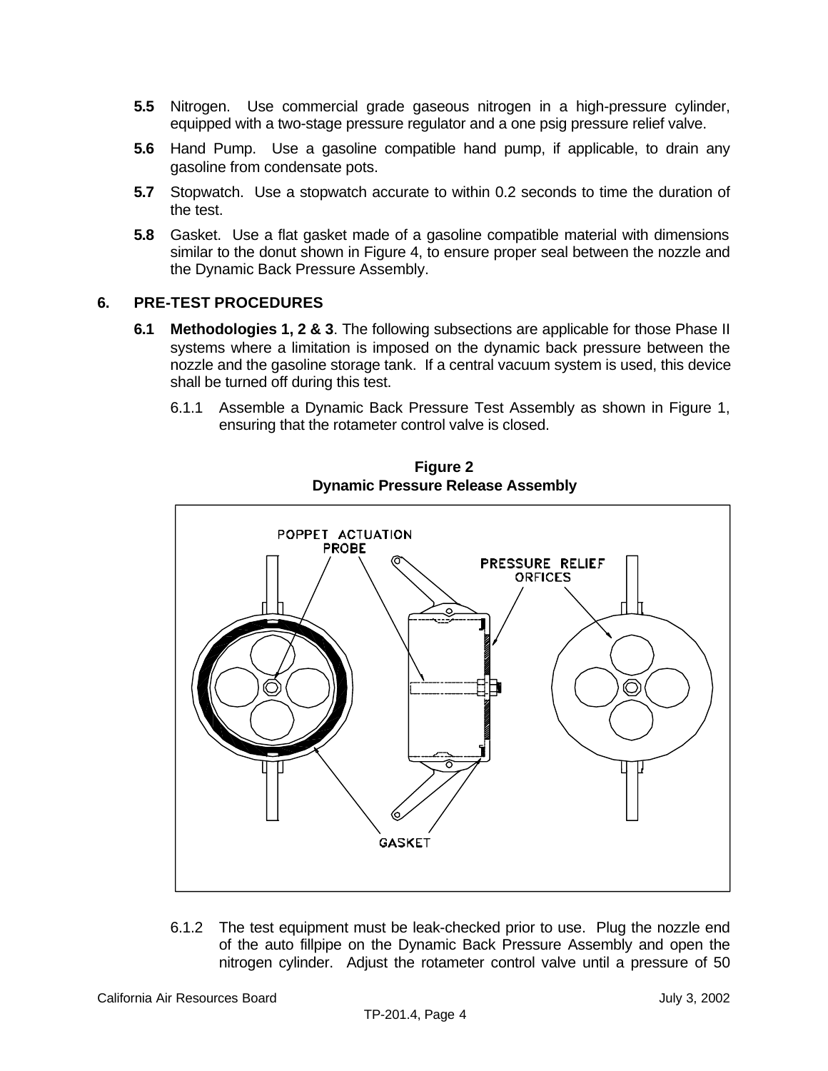**5.5** Nitrogen. Use commercial grade gaseous nitrogen in a high-pressure cylinder, equipped with a two-stage pressure regulator and a one psig pressure relief valve.

**5.6** Hand Pump. Use a gasoline compatible hand pump, if applicable, to drain any gasoline from condensate pots.

**5.7** Stopwatch. Use a stopwatch accurate to within 0.2 seconds to time the duration of the test.

**5.8** Gasket. Use a flat gasket made of a gasoline compatible material with dimensions similar to the donut shown in Figure 4, to ensure proper seal between the nozzle and the Dynamic Back Pressure Assembly.

## 6. PRE-TEST PROCEDURES

**6.1 Methodologies 1, 2 & 3**. The following subsections are applicable for those Phase II systems where a limitation is imposed on the dynamic back pressure between the nozzle and the gasoline storage tank. If a central vacuum system is used, this device shall be turned off during this test.

6.1.1 Assemble a Dynamic Back Pressure Test Assembly as shown in Figure 1, ensuring that the rotameter control valve is closed.

**Figure 2**
**Dynamic Pressure Release Assembly**

6.1.2 The test equipment must be leak-checked prior to use. Plug the nozzle end of the auto fillpipe on the Dynamic Back Pressure Assembly and open the nitrogen cylinder. Adjust the rotameter control valve until a pressure of 50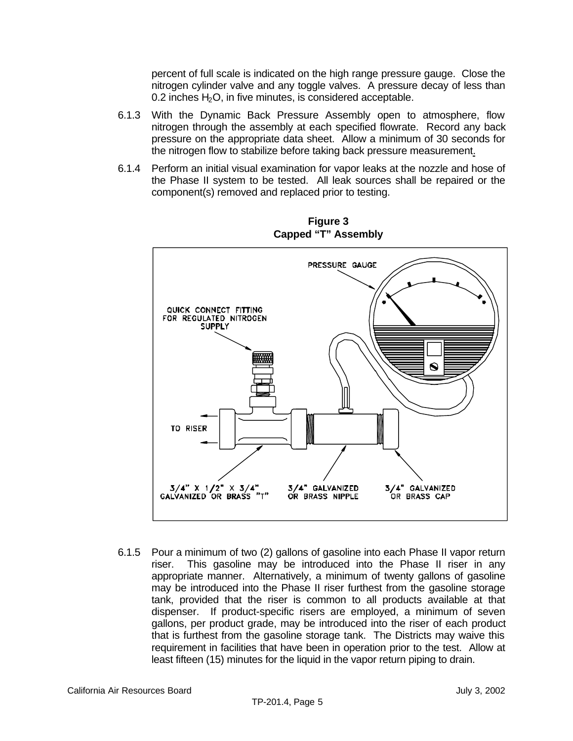percent of full scale is indicated on the high range pressure gauge. Close the nitrogen cylinder valve and any toggle valves. A pressure decay of less than 0.2 inches $H_2O$, in five minutes, is considered acceptable.

6.1.3 With the Dynamic Back Pressure Assembly open to atmosphere, flow nitrogen through the assembly at each specified flowrate. Record any back pressure on the appropriate data sheet. Allow a minimum of 30 seconds for the nitrogen flow to stabilize before taking back pressure measurement.

6.1.4 Perform an initial visual examination for vapor leaks at the nozzle and hose of the Phase II system to be tested. All leak sources shall be repaired or the component(s) removed and replaced prior to testing.

**Figure 3**
**Capped "T" Assembly**

PRESSURE GAUGE

QUICK CONNECT FITTING FOR REGULATED NITROGEN SUPPLY

TO RISER

3/4" X 1/2" X 3/4" GALVANIZED OR BRASS "T"

3/4" GALVANIZED OR BRASS NIPPLE

3/4" GALVANIZED OR BRASS CAP

6.1.5 Pour a minimum of two (2) gallons of gasoline into each Phase II vapor return riser. This gasoline may be introduced into the Phase II riser in any appropriate manner. Alternatively, a minimum of twenty gallons of gasoline may be introduced into the Phase II riser furthest from the gasoline storage tank, provided that the riser is common to all products available at that dispenser. If product-specific risers are employed, a minimum of seven gallons, per product grade, may be introduced into the riser of each product that is furthest from the gasoline storage tank. The Districts may waive this requirement in facilities that have been in operation prior to the test. Allow at least fifteen (15) minutes for the liquid in the vapor return piping to drain.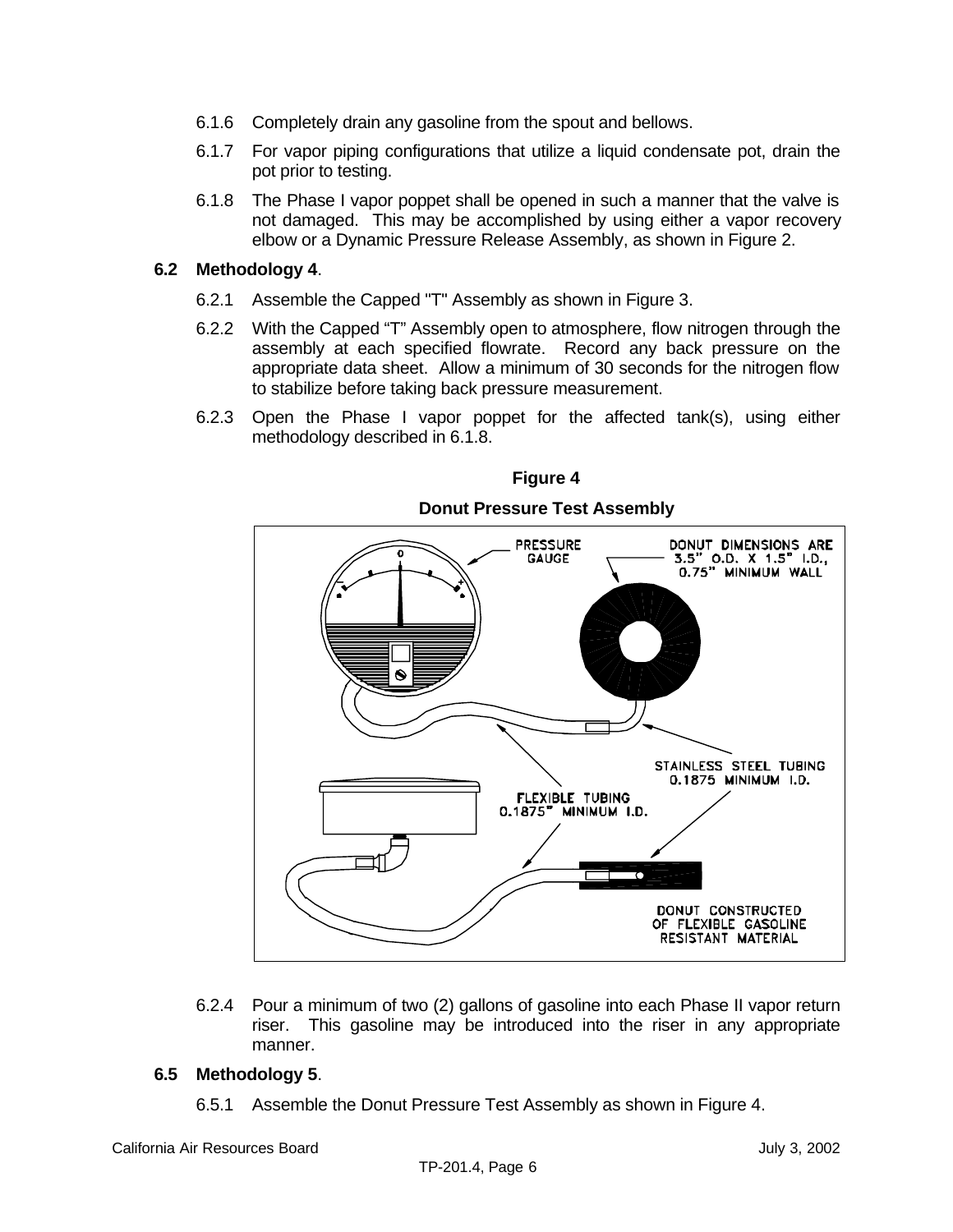6.1.6 Completely drain any gasoline from the spout and bellows.

6.1.7 For vapor piping configurations that utilize a liquid condensate pot, drain the pot prior to testing.

6.1.8 The Phase I vapor poppet shall be opened in such a manner that the valve is not damaged. This may be accomplished by using either a vapor recovery elbow or a Dynamic Pressure Release Assembly, as shown in Figure 2.

**6.2 Methodology 4**.

6.2.1 Assemble the Capped "T" Assembly as shown in Figure 3.

6.2.2 With the Capped "T" Assembly open to atmosphere, flow nitrogen through the assembly at each specified flowrate. Record any back pressure on the appropriate data sheet. Allow a minimum of 30 seconds for the nitrogen flow to stabilize before taking back pressure measurement.

6.2.3 Open the Phase I vapor poppet for the affected tank(s), using either methodology described in 6.1.8.

**Figure 4**

**Donut Pressure Test Assembly**

PRESSURE GAUGE

DONUT DIMENSIONS ARE 3.5" O.D. X 1.5" I.D., 0.75" MINIMUM WALL

STAINLESS STEEL TUBING 0.1875 MINIMUM I.D.

FLEXIBLE TUBING 0.1875" MINIMUM I.D.

DONUT CONSTRUCTED OF FLEXIBLE GASOLINE RESISTANT MATERIAL

6.2.4 Pour a minimum of two (2) gallons of gasoline into each Phase II vapor return riser. This gasoline may be introduced into the riser in any appropriate manner.

**6.5 Methodology 5**.

6.5.1 Assemble the Donut Pressure Test Assembly as shown in Figure 4.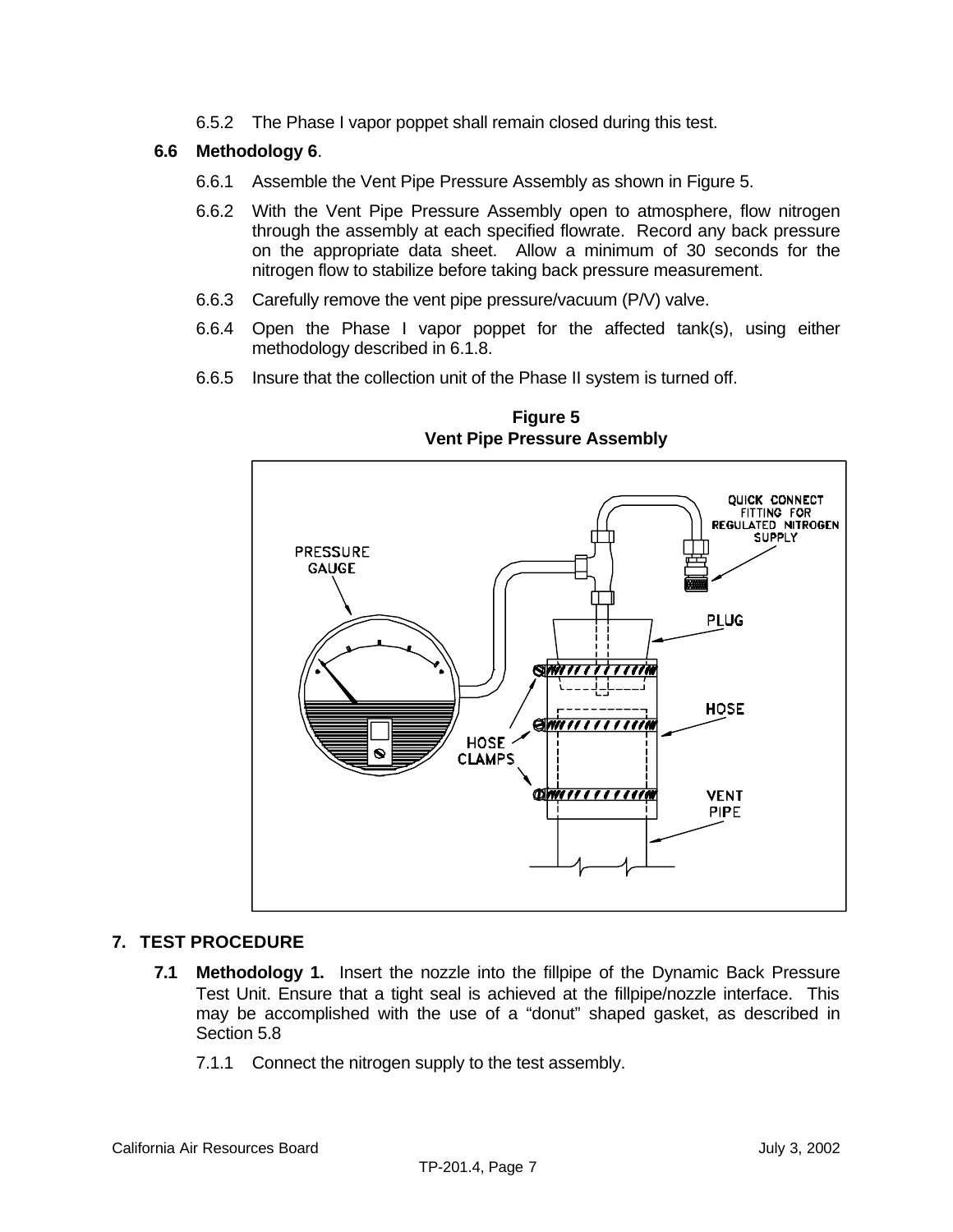6.5.2 The Phase I vapor poppet shall remain closed during this test.

### 6.6 Methodology 6.

6.6.1 Assemble the Vent Pipe Pressure Assembly as shown in Figure 5.

6.6.2 With the Vent Pipe Pressure Assembly open to atmosphere, flow nitrogen through the assembly at each specified flowrate. Record any back pressure on the appropriate data sheet. Allow a minimum of 30 seconds for the nitrogen flow to stabilize before taking back pressure measurement.

6.6.3 Carefully remove the vent pipe pressure/vacuum (P/V) valve.

6.6.4 Open the Phase I vapor poppet for the affected tank(s), using either methodology described in 6.1.8.

6.6.5 Insure that the collection unit of the Phase II system is turned off.

**Figure 5**
**Vent Pipe Pressure Assembly**

PRESSURE GAUGE

QUICK CONNECT FITTING FOR REGULATED NITROGEN SUPPLY

PLUG

HOSE

HOSE CLAMPS

VENT PIPE

## 7. TEST PROCEDURE

**7.1 Methodology 1.** Insert the nozzle into the fillpipe of the Dynamic Back Pressure Test Unit. Ensure that a tight seal is achieved at the fillpipe/nozzle interface. This may be accomplished with the use of a "donut" shaped gasket, as described in Section 5.8

7.1.1 Connect the nitrogen supply to the test assembly.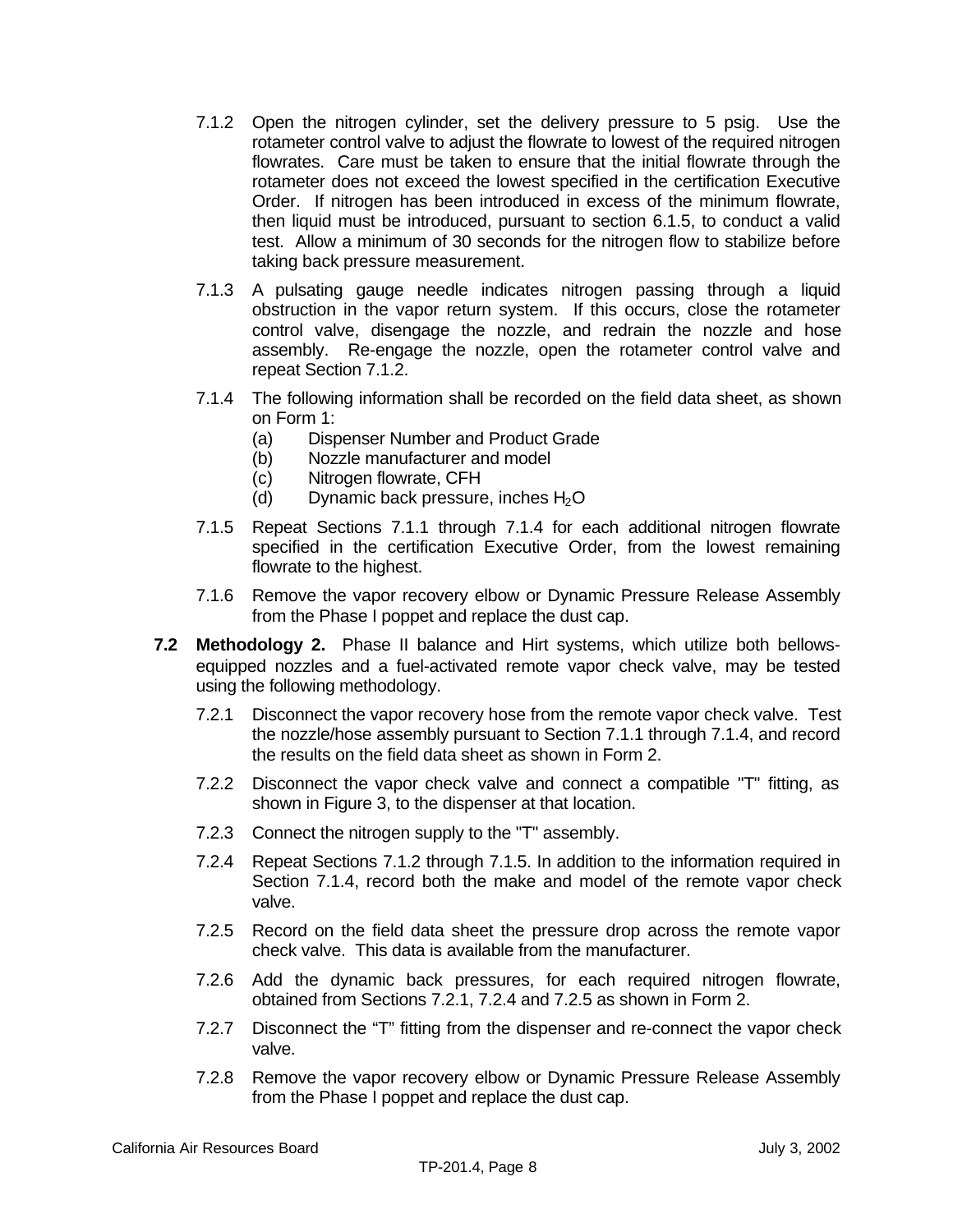7.1.2 Open the nitrogen cylinder, set the delivery pressure to 5 psig. Use the rotameter control valve to adjust the flowrate to lowest of the required nitrogen flowrates. Care must be taken to ensure that the initial flowrate through the rotameter does not exceed the lowest specified in the certification Executive Order. If nitrogen has been introduced in excess of the minimum flowrate, then liquid must be introduced, pursuant to section 6.1.5, to conduct a valid test. Allow a minimum of 30 seconds for the nitrogen flow to stabilize before taking back pressure measurement.

7.1.3 A pulsating gauge needle indicates nitrogen passing through a liquid obstruction in the vapor return system. If this occurs, close the rotameter control valve, disengage the nozzle, and redrain the nozzle and hose assembly. Re-engage the nozzle, open the rotameter control valve and repeat Section 7.1.2.

7.1.4 The following information shall be recorded on the field data sheet, as shown on Form 1:

- (a) Dispenser Number and Product Grade
- (b) Nozzle manufacturer and model
- (c) Nitrogen flowrate, CFH
- (d) Dynamic back pressure, inches $H_2O$

7.1.5 Repeat Sections 7.1.1 through 7.1.4 for each additional nitrogen flowrate specified in the certification Executive Order, from the lowest remaining flowrate to the highest.

7.1.6 Remove the vapor recovery elbow or Dynamic Pressure Release Assembly from the Phase I poppet and replace the dust cap.

**7.2 Methodology 2.** Phase II balance and Hirt systems, which utilize both bellows-equipped nozzles and a fuel-activated remote vapor check valve, may be tested using the following methodology.

7.2.1 Disconnect the vapor recovery hose from the remote vapor check valve. Test the nozzle/hose assembly pursuant to Section 7.1.1 through 7.1.4, and record the results on the field data sheet as shown in Form 2.

7.2.2 Disconnect the vapor check valve and connect a compatible "T" fitting, as shown in Figure 3, to the dispenser at that location.

7.2.3 Connect the nitrogen supply to the "T" assembly.

7.2.4 Repeat Sections 7.1.2 through 7.1.5. In addition to the information required in Section 7.1.4, record both the make and model of the remote vapor check valve.

7.2.5 Record on the field data sheet the pressure drop across the remote vapor check valve. This data is available from the manufacturer.

7.2.6 Add the dynamic back pressures, for each required nitrogen flowrate, obtained from Sections 7.2.1, 7.2.4 and 7.2.5 as shown in Form 2.

7.2.7 Disconnect the "T" fitting from the dispenser and re-connect the vapor check valve.

7.2.8 Remove the vapor recovery elbow or Dynamic Pressure Release Assembly from the Phase I poppet and replace the dust cap.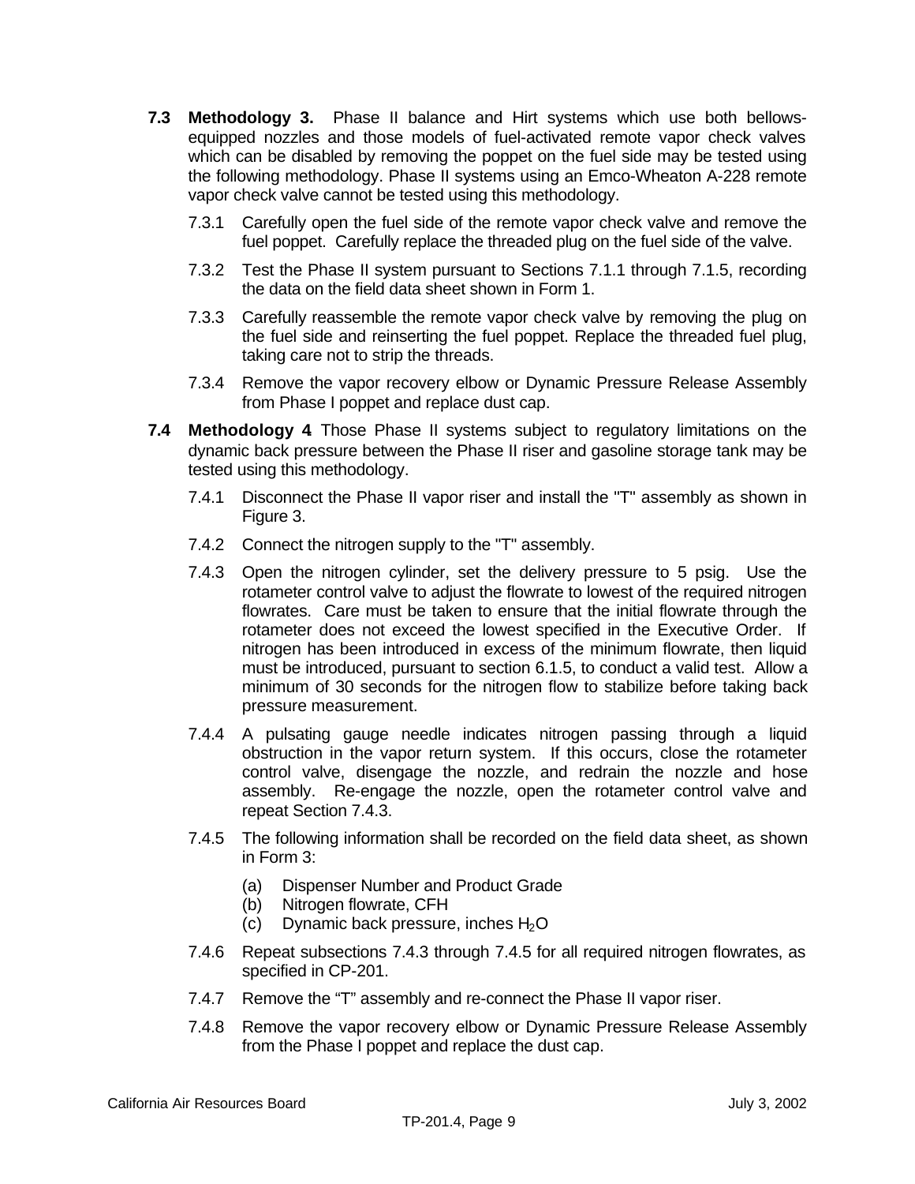**7.3 Methodology 3.** Phase II balance and Hirt systems which use both bellows-equipped nozzles and those models of fuel-activated remote vapor check valves which can be disabled by removing the poppet on the fuel side may be tested using the following methodology. Phase II systems using an Emco-Wheaton A-228 remote vapor check valve cannot be tested using this methodology.

7.3.1 Carefully open the fuel side of the remote vapor check valve and remove the fuel poppet. Carefully replace the threaded plug on the fuel side of the valve.

7.3.2 Test the Phase II system pursuant to Sections 7.1.1 through 7.1.5, recording the data on the field data sheet shown in Form 1.

7.3.3 Carefully reassemble the remote vapor check valve by removing the plug on the fuel side and reinserting the fuel poppet. Replace the threaded fuel plug, taking care not to strip the threads.

7.3.4 Remove the vapor recovery elbow or Dynamic Pressure Release Assembly from Phase I poppet and replace dust cap.

**7.4 Methodology 4** Those Phase II systems subject to regulatory limitations on the dynamic back pressure between the Phase II riser and gasoline storage tank may be tested using this methodology.

7.4.1 Disconnect the Phase II vapor riser and install the "T" assembly as shown in Figure 3.

7.4.2 Connect the nitrogen supply to the "T" assembly.

7.4.3 Open the nitrogen cylinder, set the delivery pressure to 5 psig. Use the rotameter control valve to adjust the flowrate to lowest of the required nitrogen flowrates. Care must be taken to ensure that the initial flowrate through the rotameter does not exceed the lowest specified in the Executive Order. If nitrogen has been introduced in excess of the minimum flowrate, then liquid must be introduced, pursuant to section 6.1.5, to conduct a valid test. Allow a minimum of 30 seconds for the nitrogen flow to stabilize before taking back pressure measurement.

7.4.4 A pulsating gauge needle indicates nitrogen passing through a liquid obstruction in the vapor return system. If this occurs, close the rotameter control valve, disengage the nozzle, and redrain the nozzle and hose assembly. Re-engage the nozzle, open the rotameter control valve and repeat Section 7.4.3.

7.4.5 The following information shall be recorded on the field data sheet, as shown in Form 3:

(a) Dispenser Number and Product Grade
(b) Nitrogen flowrate, CFH
(c) Dynamic back pressure, inches $H_2O$

7.4.6 Repeat subsections 7.4.3 through 7.4.5 for all required nitrogen flowrates, as specified in CP-201.

7.4.7 Remove the “T” assembly and re-connect the Phase II vapor riser.

7.4.8 Remove the vapor recovery elbow or Dynamic Pressure Release Assembly from the Phase I poppet and replace the dust cap.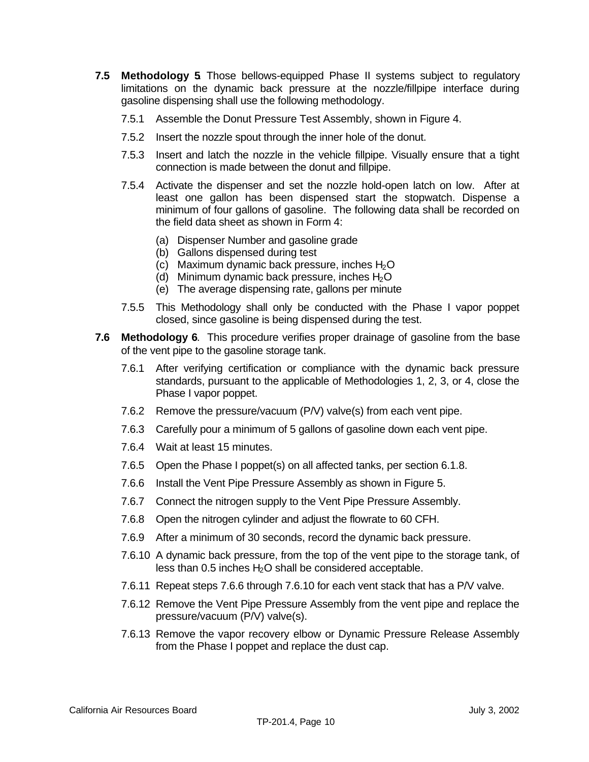**7.5 Methodology 5**. Those bellows-equipped Phase II systems subject to regulatory limitations on the dynamic back pressure at the nozzle/fillpipe interface during gasoline dispensing shall use the following methodology.

7.5.1 Assemble the Donut Pressure Test Assembly, shown in Figure 4.

7.5.2 Insert the nozzle spout through the inner hole of the donut.

7.5.3 Insert and latch the nozzle in the vehicle fillpipe. Visually ensure that a tight connection is made between the donut and fillpipe.

7.5.4 Activate the dispenser and set the nozzle hold-open latch on low. After at least one gallon has been dispensed start the stopwatch. Dispense a minimum of four gallons of gasoline. The following data shall be recorded on the field data sheet as shown in Form 4:

- (a) Dispenser Number and gasoline grade
- (b) Gallons dispensed during test
- (c) Maximum dynamic back pressure, inches $H_2O$
- (d) Minimum dynamic back pressure, inches $H_2O$
- (e) The average dispensing rate, gallons per minute

7.5.5 This Methodology shall only be conducted with the Phase I vapor poppet closed, since gasoline is being dispensed during the test.

**7.6 Methodology 6**. This procedure verifies proper drainage of gasoline from the base of the vent pipe to the gasoline storage tank.

7.6.1 After verifying certification or compliance with the dynamic back pressure standards, pursuant to the applicable of Methodologies 1, 2, 3, or 4, close the Phase I vapor poppet.

7.6.2 Remove the pressure/vacuum (P/V) valve(s) from each vent pipe.

7.6.3 Carefully pour a minimum of 5 gallons of gasoline down each vent pipe.

7.6.4 Wait at least 15 minutes.

7.6.5 Open the Phase I poppet(s) on all affected tanks, per section 6.1.8.

7.6.6 Install the Vent Pipe Pressure Assembly as shown in Figure 5.

7.6.7 Connect the nitrogen supply to the Vent Pipe Pressure Assembly.

7.6.8 Open the nitrogen cylinder and adjust the flowrate to 60 CFH.

7.6.9 After a minimum of 30 seconds, record the dynamic back pressure.

7.6.10 A dynamic back pressure, from the top of the vent pipe to the storage tank, of less than 0.5 inches $H_2O$ shall be considered acceptable.

7.6.11 Repeat steps 7.6.6 through 7.6.10 for each vent stack that has a P/V valve.

7.6.12 Remove the Vent Pipe Pressure Assembly from the vent pipe and replace the pressure/vacuum (P/V) valve(s).

7.6.13 Remove the vapor recovery elbow or Dynamic Pressure Release Assembly from the Phase I poppet and replace the dust cap.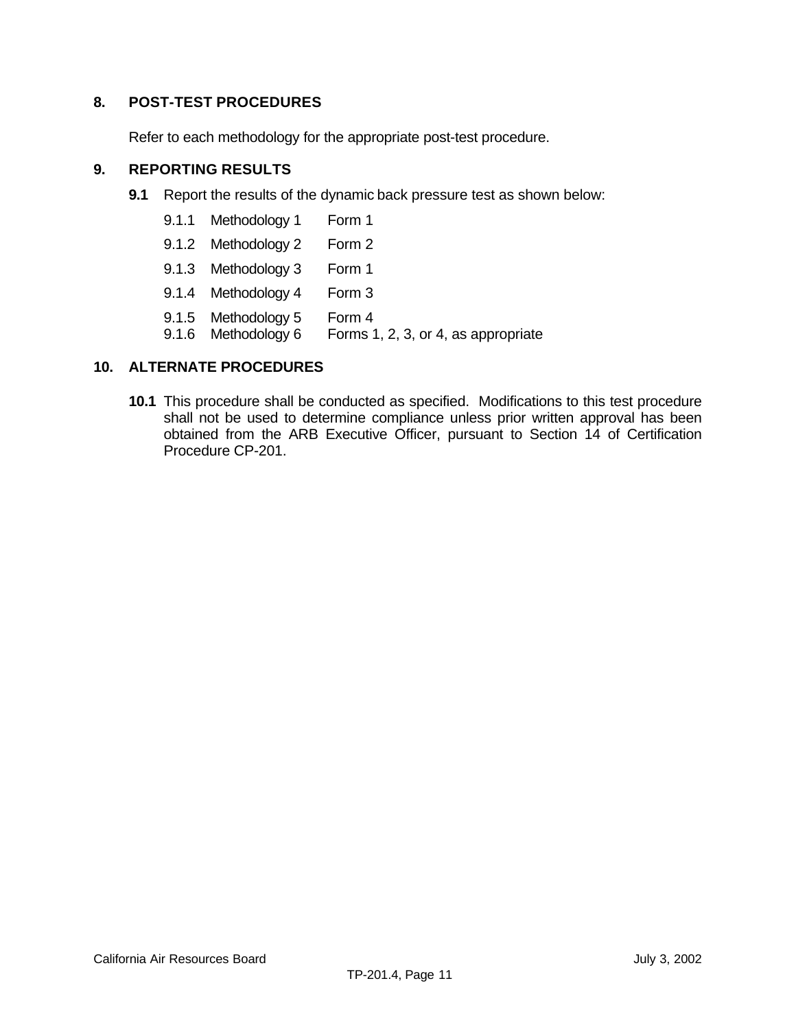## 8. POST-TEST PROCEDURES

Refer to each methodology for the appropriate post-test procedure.

## 9. REPORTING RESULTS

**9.1** Report the results of the dynamic back pressure test as shown below:

9.1.1 Methodology 1 Form 1

9.1.2 Methodology 2 Form 2

9.1.3 Methodology 3 Form 1

9.1.4 Methodology 4 Form 3

9.1.5 Methodology 5 Form 4

9.1.6 Methodology 6 Forms 1, 2, 3, or 4, as appropriate

## 10. ALTERNATE PROCEDURES

**10.1** This procedure shall be conducted as specified. Modifications to this test procedure shall not be used to determine compliance unless prior written approval has been obtained from the ARB Executive Officer, pursuant to Section 14 of Certification Procedure CP-201.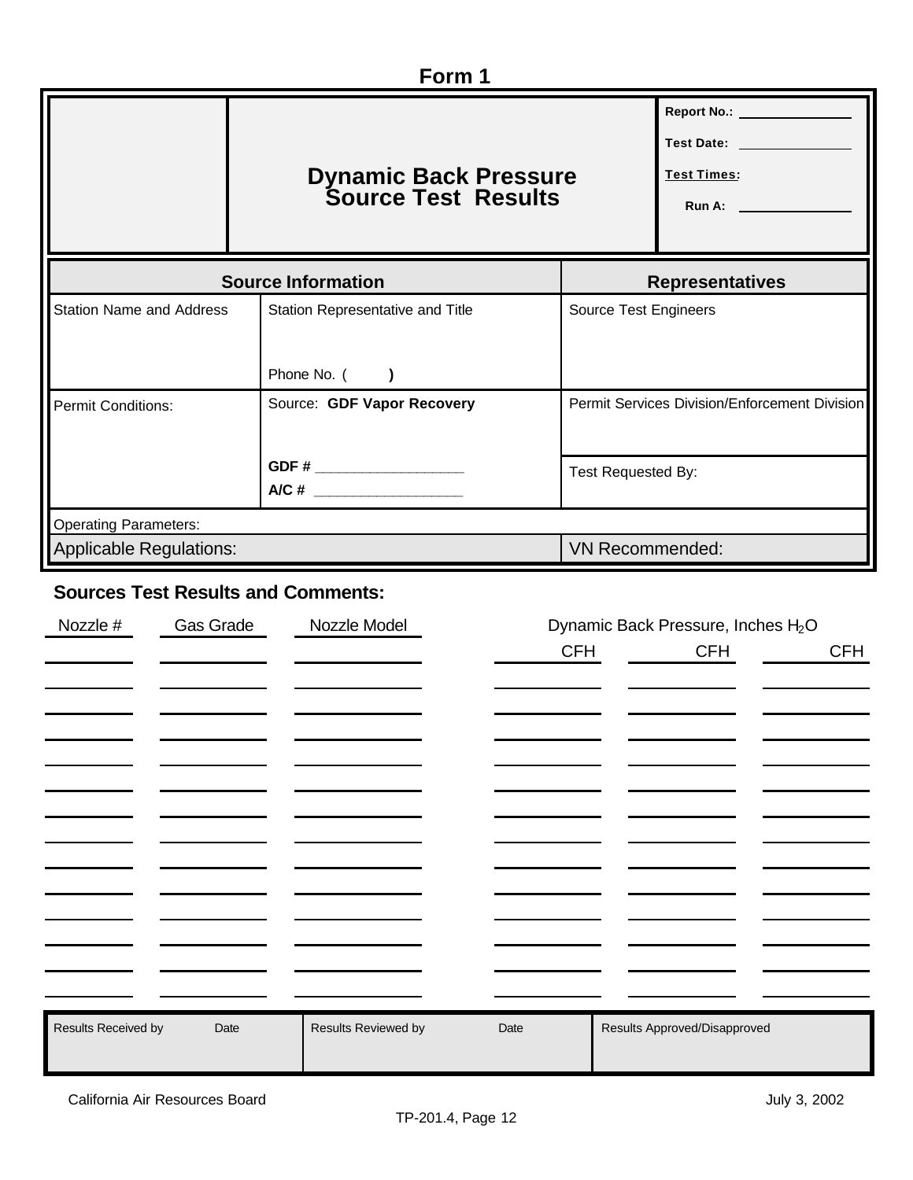# Form 1

| | Dynamic Back Pressure Source Test Results | Report No.: ______ <br> Test Date: ______ <br> Test Times: <br> Run A: ______ |
|---|---|---|

| Source Information | | Representatives |
|---|---|---|
| Station Name and Address | Station Representative and Title <br><br> Phone No. ( ) | Source Test Engineers |
| Permit Conditions: | Source: **GDF Vapor Recovery** <br><br> **GDF #** ______ <br> **A/C #** ______ | Permit Services Division/Enforcement Division <br><br> Test Requested By: |
| Operating Parameters: | | |
| Applicable Regulations: | | VN Recommended: |

## Sources Test Results and Comments:

| Nozzle # | Gas Grade | Nozzle Model | Dynamic Back Pressure, Inches $H_2O$ | | |
|---|---|---|---|---|---|
| | | | CFH | CFH | CFH |
| | | | | | |
| | | | | | |
| | | | | | |
| | | | | | |
| | | | | | |
| | | | | | |
| | | | | | |
| | | | | | |
| | | | | | |
| | | | | | |
| | | | | | |
| | | | | | |
| | | | | | |

| Results Received by Date | Results Reviewed by Date | Results Approved/Disapproved |
|---|---|---|
| | | |

California Air Resources Board July 3, 2002

TP-201.4, Page 12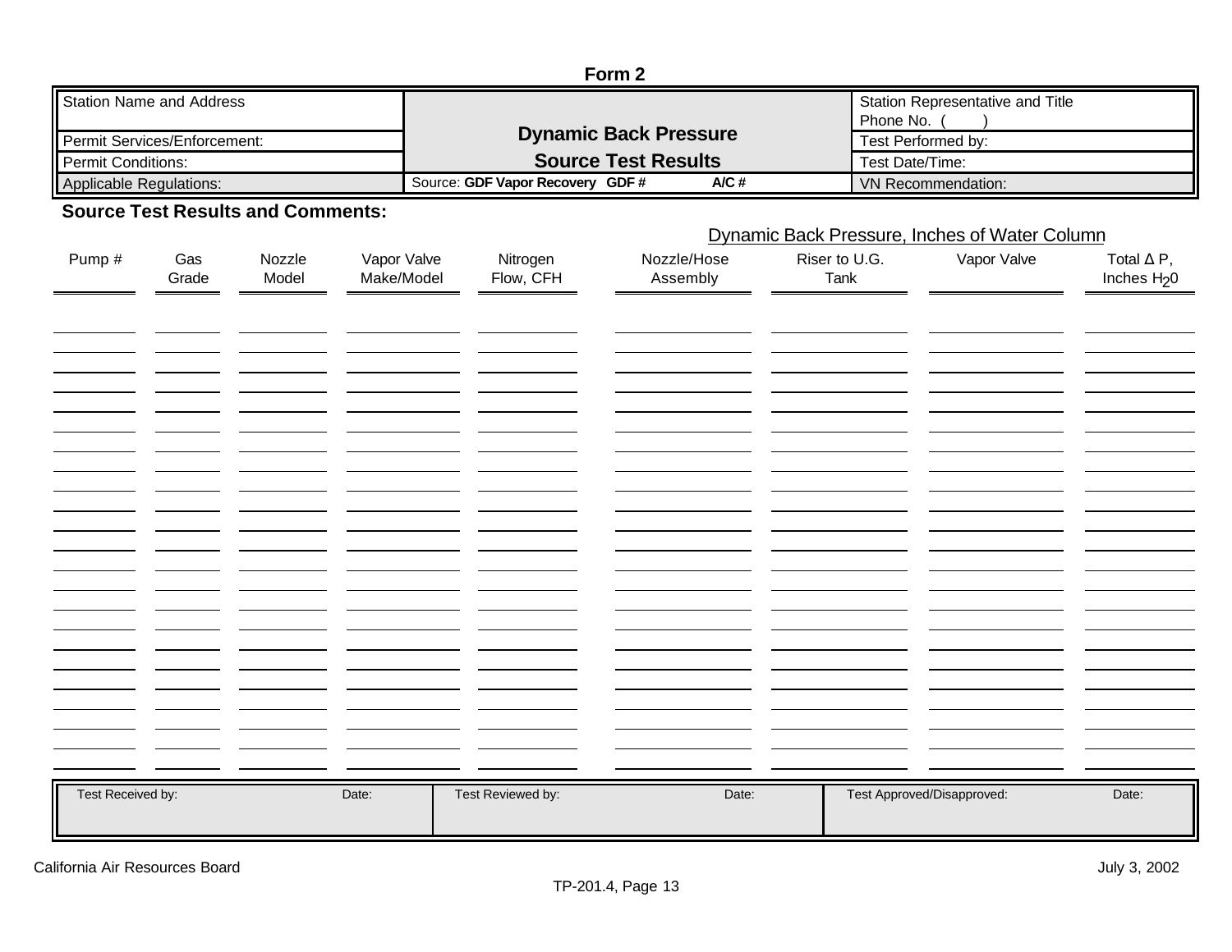**Form 2**

| Station Name and Address | **Dynamic Back Pressure** | Station Representative and Title<br>Phone No. (    ) |
|---|---|---|
| Permit Services/Enforcement: | **Source Test Results** | Test Performed by: |
| Permit Conditions: | | Test Date/Time: |
| Applicable Regulations: | Source: **GDF Vapor Recovery GDF # A/C #** | VN Recommendation: |

**Source Test Results and Comments:**

| Pump # | Gas Grade | Nozzle Model | Vapor Valve Make/Model | Nitrogen Flow, CFH | Dynamic Back Pressure, Inches of Water Column: Nozzle/Hose Assembly | Riser to U.G. Tank | Vapor Valve | Total Δ P, Inches $H_2O$ |
|---|---|---|---|---|---|---|---|---|
| | | | | | | | | |
| | | | | | | | | |
| | | | | | | | | |
| | | | | | | | | |
| | | | | | | | | |
| | | | | | | | | |
| | | | | | | | | |
| | | | | | | | | |
| | | | | | | | | |
| | | | | | | | | |
| | | | | | | | | |
| | | | | | | | | |
| | | | | | | | | |
| | | | | | | | | |
| | | | | | | | | |
| | | | | | | | | |
| | | | | | | | | |
| | | | | | | | | |
| | | | | | | | | |
| | | | | | | | | |
| | | | | | | | | |
| | | | | | | | | |
| | | | | | | | | |

| Test Received by: | Date: | Test Reviewed by: | Date: | Test Approved/Disapproved: | Date: |
|---|---|---|---|---|---|
| | | | | | |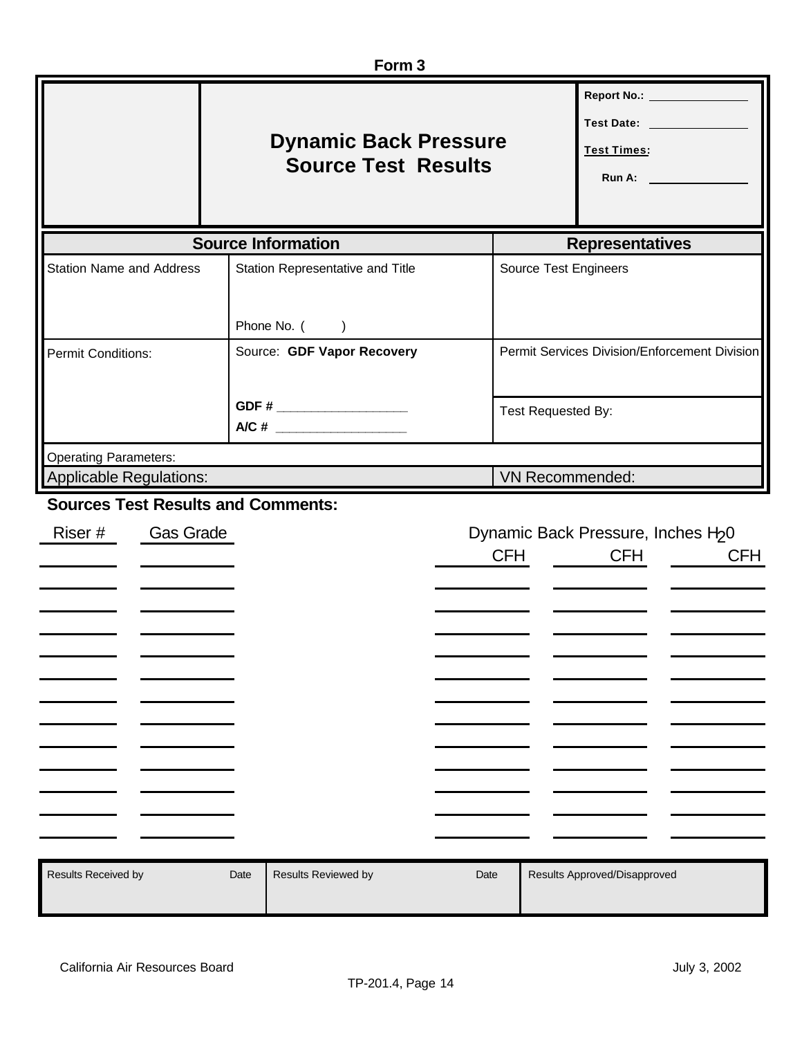**Form 3**

| | **Dynamic Back Pressure Source Test Results** | **Report No.:** ______ <br> **Test Date:** ______ <br> **Test Times:** <br> **Run A:** ______ |
|---|---|---|

| **Source Information** | | **Representatives** |
|---|---|---|
| Station Name and Address | Station Representative and Title <br><br> Phone No. ( &nbsp;&nbsp;&nbsp; ) | Source Test Engineers |
| Permit Conditions: | Source: **GDF Vapor Recovery** <br><br> **GDF #** ______ <br> **A/C #** ______ | Permit Services Division/Enforcement Division <br><br> Test Requested By: |
| Operating Parameters: | | |
| Applicable Regulations: | | VN Recommended: |

**Sources Test Results and Comments:**

| Riser # | Gas Grade | Dynamic Back Pressure, Inches $H_2O$ CFH | CFH | CFH |
|---|---|---|---|---|
| | | | | |
| | | | | |
| | | | | |
| | | | | |
| | | | | |
| | | | | |
| | | | | |
| | | | | |
| | | | | |
| | | | | |
| | | | | |
| | | | | |

| Results Received by &nbsp;&nbsp;&nbsp; Date | Results Reviewed by &nbsp;&nbsp;&nbsp; Date | Results Approved/Disapproved |
|---|---|---|
| | | |

California Air Resources Board &nbsp;&nbsp;&nbsp;&nbsp;&nbsp;&nbsp;&nbsp;&nbsp; July 3, 2002

TP-201.4, Page 14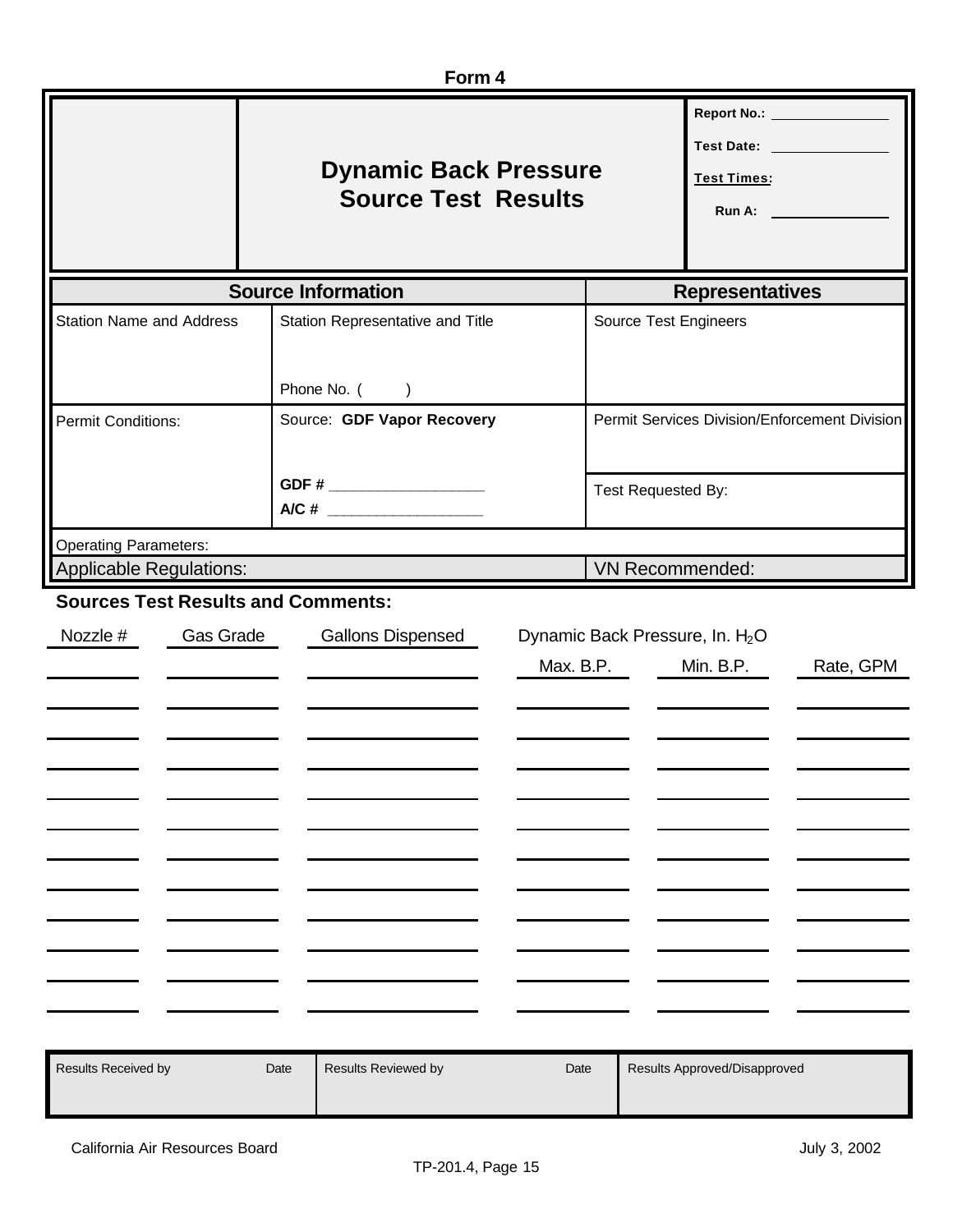**Form 4**

| | Dynamic Back Pressure Source Test Results | Report No.: ______<br>Test Date: ______<br>Test Times:<br>Run A: ______ |
|---|---|---|

| Source Information | | Representatives |
|---|---|---|
| Station Name and Address | Station Representative and Title<br><br>Phone No. ( ) | Source Test Engineers |
| Permit Conditions: | Source: **GDF Vapor Recovery**<br><br>**GDF #** ______<br>**A/C #** ______ | Permit Services Division/Enforcement Division<br><br>Test Requested By: |
| Operating Parameters: | | |
| Applicable Regulations: | | VN Recommended: |

**Sources Test Results and Comments:**

| Nozzle # | Gas Grade | Gallons Dispensed | Dynamic Back Pressure, In. $H_2O$ | | |
|---|---|---|---|---|---|
| | | | Max. B.P. | Min. B.P. | Rate, GPM |
| | | | | | |
| | | | | | |
| | | | | | |
| | | | | | |
| | | | | | |
| | | | | | |
| | | | | | |
| | | | | | |
| | | | | | |
| | | | | | |
| | | | | | |

| Results Received by Date | Results Reviewed by Date | Results Approved/Disapproved |
|---|---|---|
| | | |

California Air Resources Board July 3, 2002

TP-201.4, Page 15